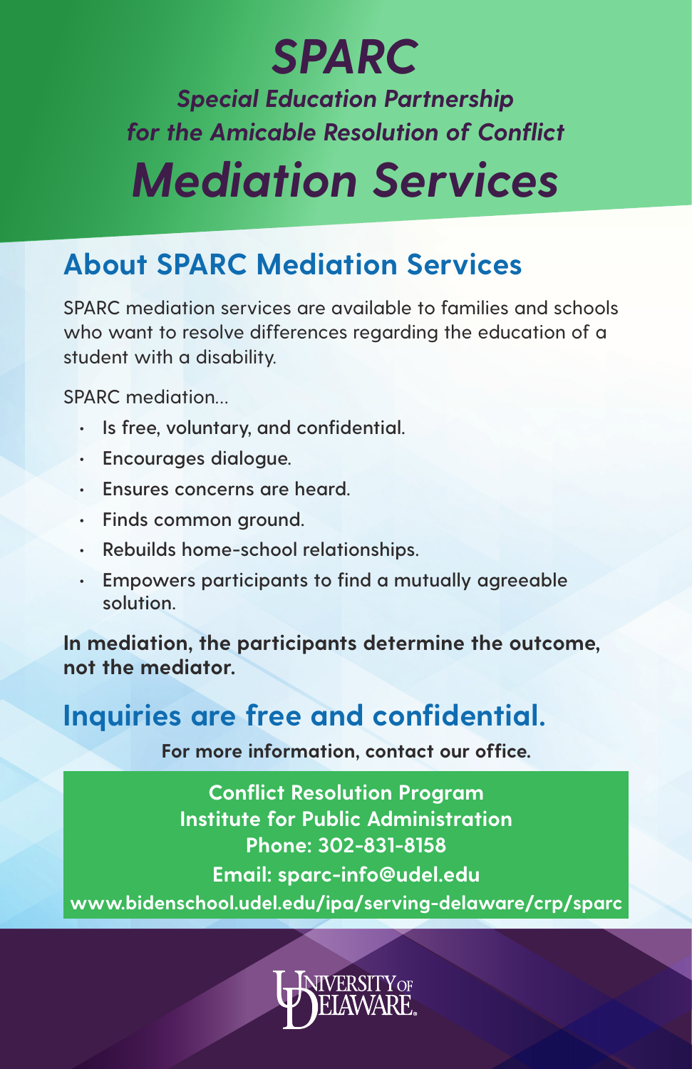# *SPARC*

***Special Education Partnership for the Amicable Resolution of Conflict***

# *Mediation Services*

## About SPARC Mediation Services

SPARC mediation services are available to families and schools who want to resolve differences regarding the education of a student with a disability.

SPARC mediation...

- Is free, voluntary, and confidential.
- Encourages dialogue.
- Ensures concerns are heard.
- Finds common ground.
- Rebuilds home-school relationships.
- Empowers participants to find a mutually agreeable solution.

**In mediation, the participants determine the outcome, not the mediator.**

## Inquiries are free and confidential.

**For more information, contact our office.**

**Conflict Resolution Program**
**Institute for Public Administration**
**Phone: 302-831-8158**
**Email: sparc-info@udel.edu**
**www.bidenschool.udel.edu/ipa/serving-delaware/crp/sparc**

University of Delaware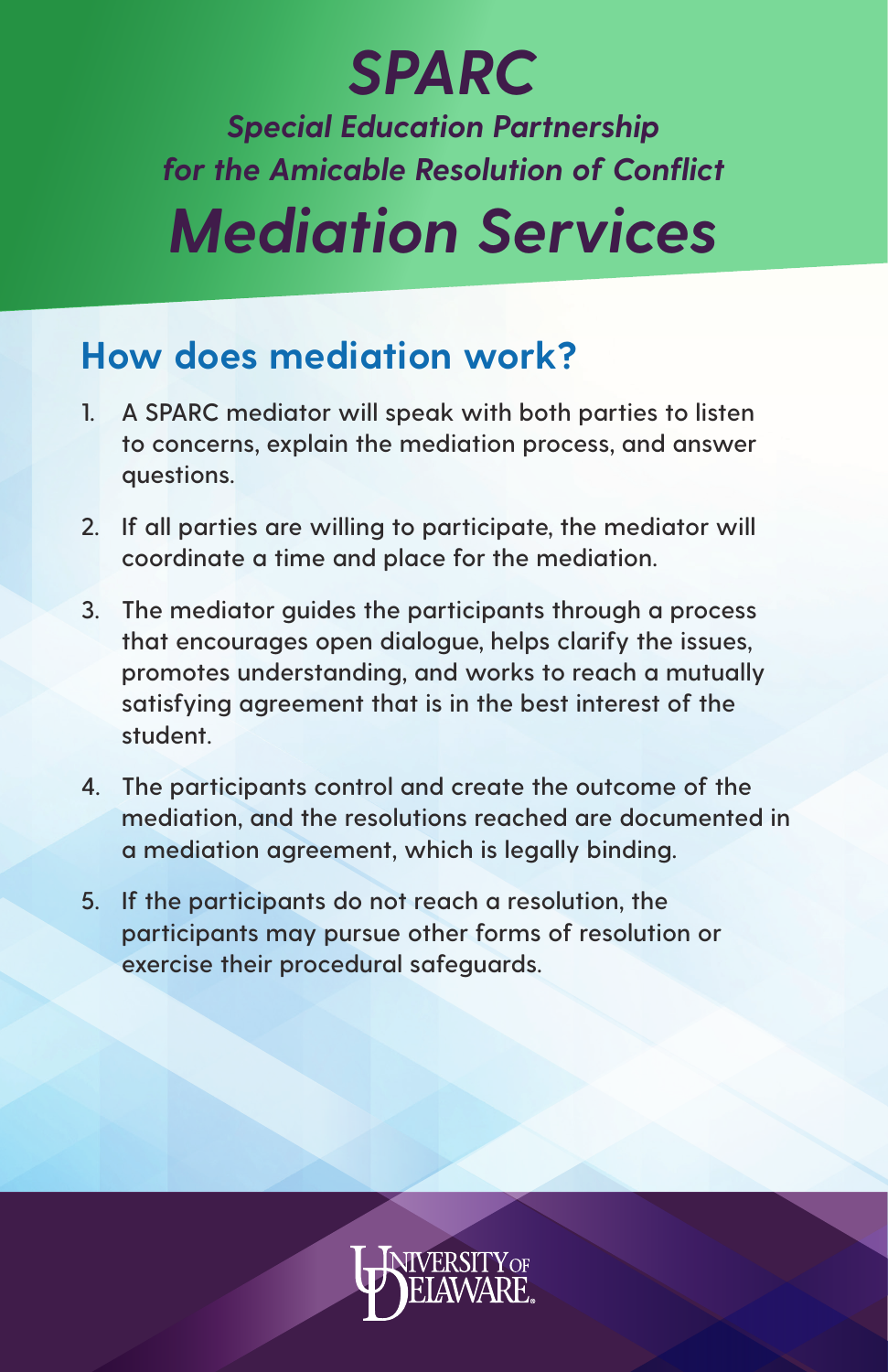# *SPARC*

## *Special Education Partnership for the Amicable Resolution of Conflict*

# *Mediation Services*

## How does mediation work?

1. A SPARC mediator will speak with both parties to listen to concerns, explain the mediation process, and answer questions.
2. If all parties are willing to participate, the mediator will coordinate a time and place for the mediation.
3. The mediator guides the participants through a process that encourages open dialogue, helps clarify the issues, promotes understanding, and works to reach a mutually satisfying agreement that is in the best interest of the student.
4. The participants control and create the outcome of the mediation, and the resolutions reached are documented in a mediation agreement, which is legally binding.
5. If the participants do not reach a resolution, the participants may pursue other forms of resolution or exercise their procedural safeguards.

University of Delaware